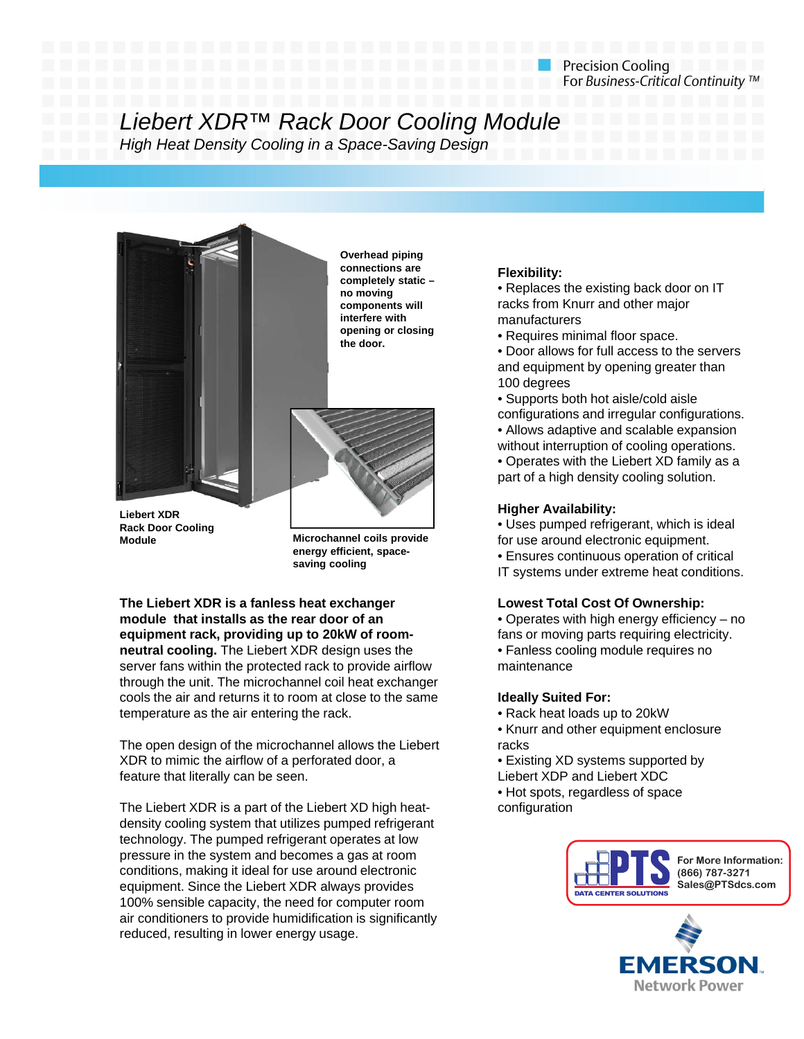Precision Cooling
For *Business-Critical Continuity* ™

# *Liebert XDR™ Rack Door Cooling Module*

*High Heat Density Cooling in a Space-Saving Design*

**Overhead piping connections are completely static – no moving components will interfere with opening or closing the door.**

**Liebert XDR Rack Door Cooling Module**

**Microchannel coils provide energy efficient, space-saving cooling**

**The Liebert XDR is a fanless heat exchanger module that installs as the rear door of an equipment rack, providing up to 20kW of room-neutral cooling.** The Liebert XDR design uses the server fans within the protected rack to provide airflow through the unit. The microchannel coil heat exchanger cools the air and returns it to room at close to the same temperature as the air entering the rack.

The open design of the microchannel allows the Liebert XDR to mimic the airflow of a perforated door, a feature that literally can be seen.

The Liebert XDR is a part of the Liebert XD high heat-density cooling system that utilizes pumped refrigerant technology. The pumped refrigerant operates at low pressure in the system and becomes a gas at room conditions, making it ideal for use around electronic equipment. Since the Liebert XDR always provides 100% sensible capacity, the need for computer room air conditioners to provide humidification is significantly reduced, resulting in lower energy usage.

### Flexibility:

- Replaces the existing back door on IT racks from Knurr and other major manufacturers
- Requires minimal floor space.
- Door allows for full access to the servers and equipment by opening greater than 100 degrees
- Supports both hot aisle/cold aisle configurations and irregular configurations.
- Allows adaptive and scalable expansion without interruption of cooling operations.
- Operates with the Liebert XD family as a part of a high density cooling solution.

### Higher Availability:

- Uses pumped refrigerant, which is ideal for use around electronic equipment.
- Ensures continuous operation of critical IT systems under extreme heat conditions.

### Lowest Total Cost Of Ownership:

- Operates with high energy efficiency – no fans or moving parts requiring electricity.
- Fanless cooling module requires no maintenance

### Ideally Suited For:

- Rack heat loads up to 20kW
- Knurr and other equipment enclosure racks
- Existing XD systems supported by Liebert XDP and Liebert XDC
- Hot spots, regardless of space configuration

PTS DATA CENTER SOLUTIONS
For More Information:
(866) 787-3271
Sales@PTSdcs.com

EMERSON. Network Power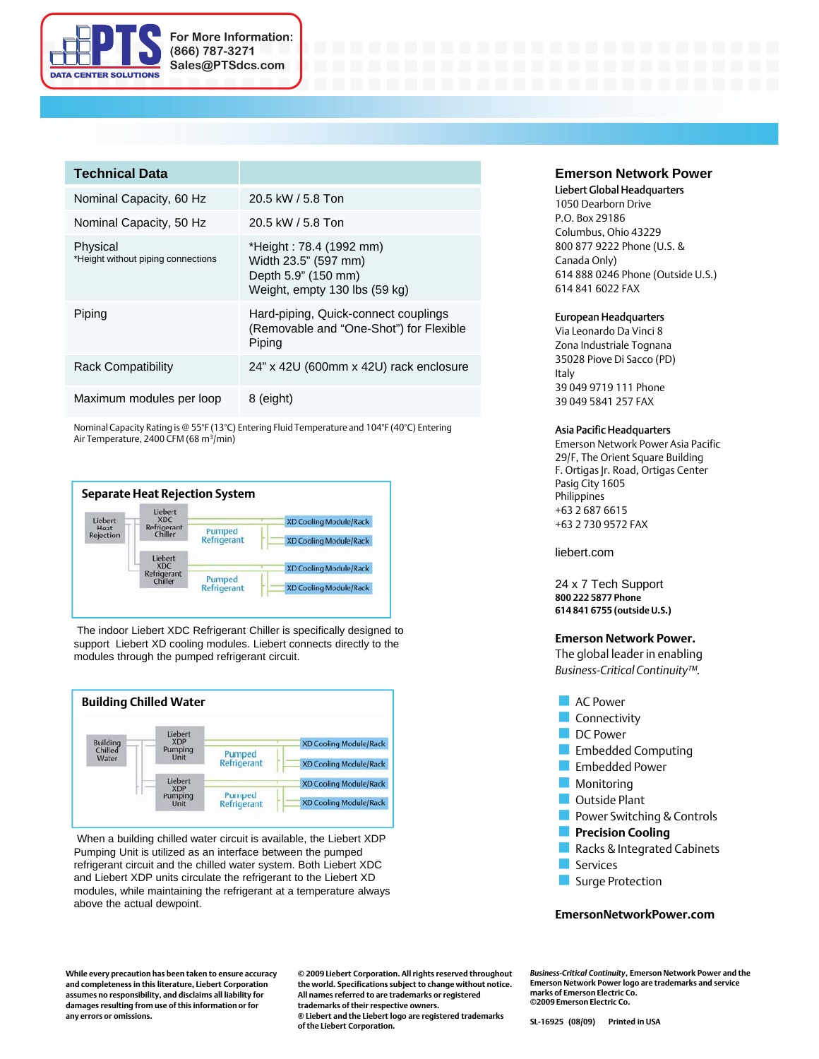For More Information:
(866) 787-3271
Sales@PTSdcs.com

PTS DATA CENTER SOLUTIONS

## Technical Data

| Technical Data | |
|---|---|
| Nominal Capacity, 60 Hz | 20.5 kW / 5.8 Ton |
| Nominal Capacity, 50 Hz | 20.5 kW / 5.8 Ton |
| Physical<br>*Height without piping connections | *Height : 78.4 (1992 mm)<br>Width 23.5" (597 mm)<br>Depth 5.9" (150 mm)<br>Weight, empty 130 lbs (59 kg) |
| Piping | Hard-piping, Quick-connect couplings (Removable and "One-Shot") for Flexible Piping |
| Rack Compatibility | 24" x 42U (600mm x 42U) rack enclosure |
| Maximum modules per loop | 8 (eight) |

Nominal Capacity Rating is @ 55°F (13°C) Entering Fluid Temperature and 104°F (40°C) Entering Air Temperature, 2400 CFM (68 $m^3$/min)

### Separate Heat Rejection System

Liebert Heat Rejection
Liebert XDC Refrigerant Chiller
Pumped Refrigerant
XD Cooling Module/Rack
XD Cooling Module/Rack
Liebert XDC Refrigerant Chiller
Pumped Refrigerant
XD Cooling Module/Rack
XD Cooling Module/Rack

The indoor Liebert XDC Refrigerant Chiller is specifically designed to support Liebert XD cooling modules. Liebert connects directly to the modules through the pumped refrigerant circuit.

### Building Chilled Water

Building Chilled Water
Liebert XDP Pumping Unit
Pumped Refrigerant
XD Cooling Module/Rack
XD Cooling Module/Rack
Liebert XDP Pumping Unit
Pumped Refrigerant
XD Cooling Module/Rack
XD Cooling Module/Rack

When a building chilled water circuit is available, the Liebert XDP Pumping Unit is utilized as an interface between the pumped refrigerant circuit and the chilled water system. Both Liebert XDC and Liebert XDP units circulate the refrigerant to the Liebert XD modules, while maintaining the refrigerant at a temperature always above the actual dewpoint.

## Emerson Network Power

**Liebert Global Headquarters**
1050 Dearborn Drive
P.O. Box 29186
Columbus, Ohio 43229
800 877 9222 Phone (U.S. & Canada Only)
614 888 0246 Phone (Outside U.S.)
614 841 6022 FAX

**European Headquarters**
Via Leonardo Da Vinci 8
Zona Industriale Tognana
35028 Piove Di Sacco (PD)
Italy
39 049 9719 111 Phone
39 049 5841 257 FAX

**Asia Pacific Headquarters**
Emerson Network Power Asia Pacific
29/F, The Orient Square Building
F. Ortigas Jr. Road, Ortigas Center
Pasig City 1605
Philippines
+63 2 687 6615
+63 2 730 9572 FAX

liebert.com

24 x 7 Tech Support
**800 222 5877 Phone**
**614 841 6755 (outside U.S.)**

**Emerson Network Power.**
The global leader in enabling *Business-Critical Continuity™.*

- AC Power
- Connectivity
- DC Power
- Embedded Computing
- Embedded Power
- Monitoring
- Outside Plant
- Power Switching & Controls
- **Precision Cooling**
- Racks & Integrated Cabinets
- Services
- Surge Protection

**EmersonNetworkPower.com**

**While every precaution has been taken to ensure accuracy and completeness in this literature, Liebert Corporation assumes no responsibility, and disclaims all liability for damages resulting from use of this information or for any errors or omissions.**

**© 2009 Liebert Corporation. All rights reserved throughout the world. Specifications subject to change without notice. All names referred to are trademarks or registered trademarks of their respective owners.**
**® Liebert and the Liebert logo are registered trademarks of the Liebert Corporation.**

***Business-Critical Continuity*, Emerson Network Power and the Emerson Network Power logo are trademarks and service marks of Emerson Electric Co.**
**©2009 Emerson Electric Co.**

**SL-16925 (08/09) Printed in USA**